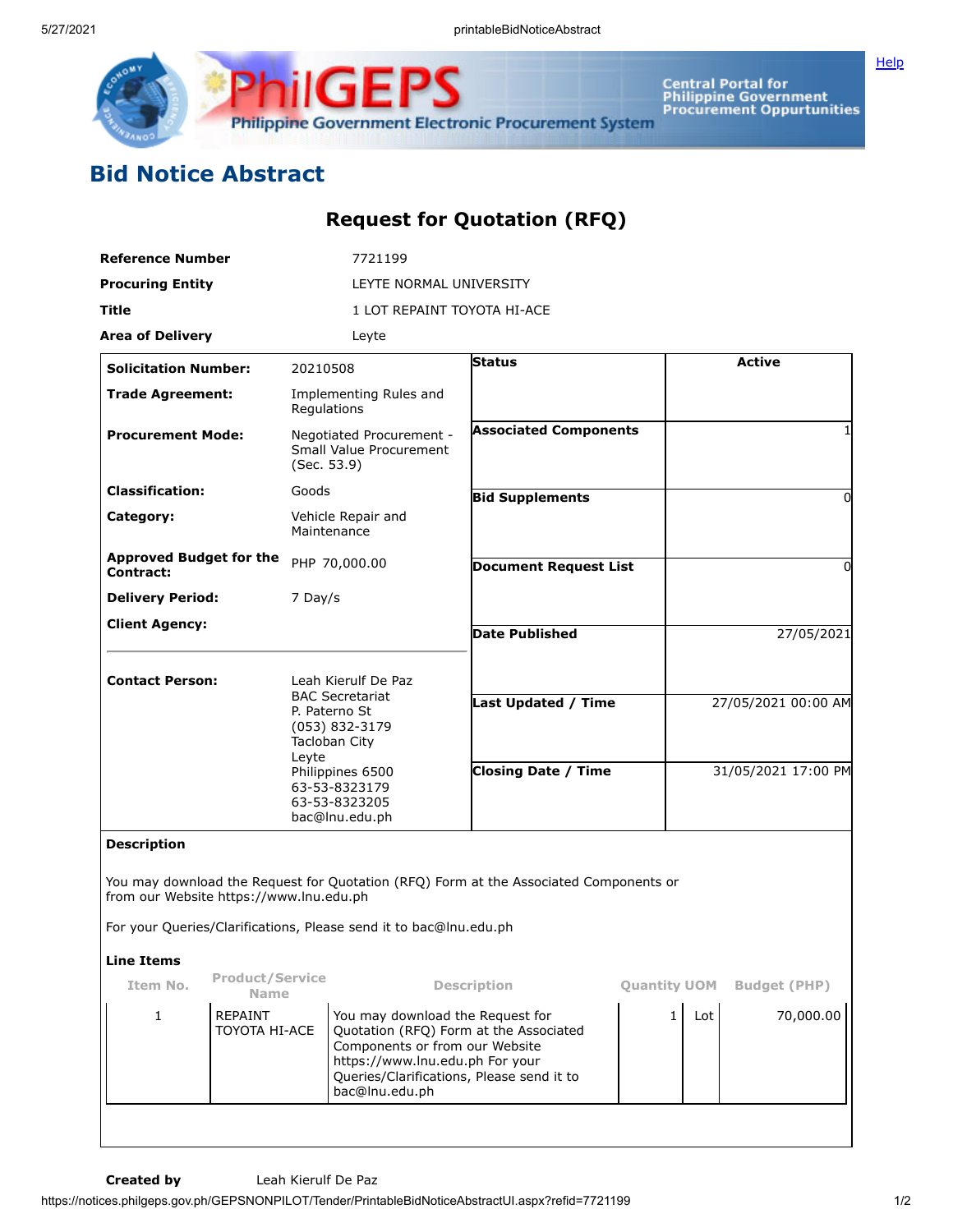# Bid Notice Abstract

## Request for Quotation (RFQ)

| | |
|---|---|
| **Reference Number** | 7721199 |
| **Procuring Entity** | LEYTE NORMAL UNIVERSITY |
| **Title** | 1 LOT REPAINT TOYOTA HI-ACE |
| **Area of Delivery** | Leyte |

| | | | |
|---|---|---|---|
| **Solicitation Number:** | 20210508 | **Status** | Active |
| **Trade Agreement:** | Implementing Rules and Regulations | | |
| **Procurement Mode:** | Negotiated Procurement - Small Value Procurement (Sec. 53.9) | **Associated Components** | 1 |
| **Classification:** | Goods | **Bid Supplements** | 0 |
| **Category:** | Vehicle Repair and Maintenance | | |
| **Approved Budget for the Contract:** | PHP 70,000.00 | **Document Request List** | 0 |
| **Delivery Period:** | 7 Day/s | | |
| **Client Agency:** | | **Date Published** | 27/05/2021 |
| **Contact Person:** | Leah Kierulf De Paz<br>BAC Secretariat<br>P. Paterno St<br>(053) 832-3179<br>Tacloban City<br>Leyte<br>Philippines 6500<br>63-53-8323179<br>63-53-8323205<br>bac@lnu.edu.ph | **Last Updated / Time** | 27/05/2021 00:00 AM |
| | | **Closing Date / Time** | 31/05/2021 17:00 PM |

**Description**

You may download the Request for Quotation (RFQ) Form at the Associated Components or from our Website https://www.lnu.edu.ph

For your Queries/Clarifications, Please send it to bac@lnu.edu.ph

**Line Items**

| Item No. | Product/Service Name | Description | Quantity | UOM | Budget (PHP) |
|---|---|---|---|---|---|
| 1 | REPAINT TOYOTA HI-ACE | You may download the Request for Quotation (RFQ) Form at the Associated Components or from our Website https://www.lnu.edu.ph For your Queries/Clarifications, Please send it to bac@lnu.edu.ph | 1 | Lot | 70,000.00 |

**Created by** Leah Kierulf De Paz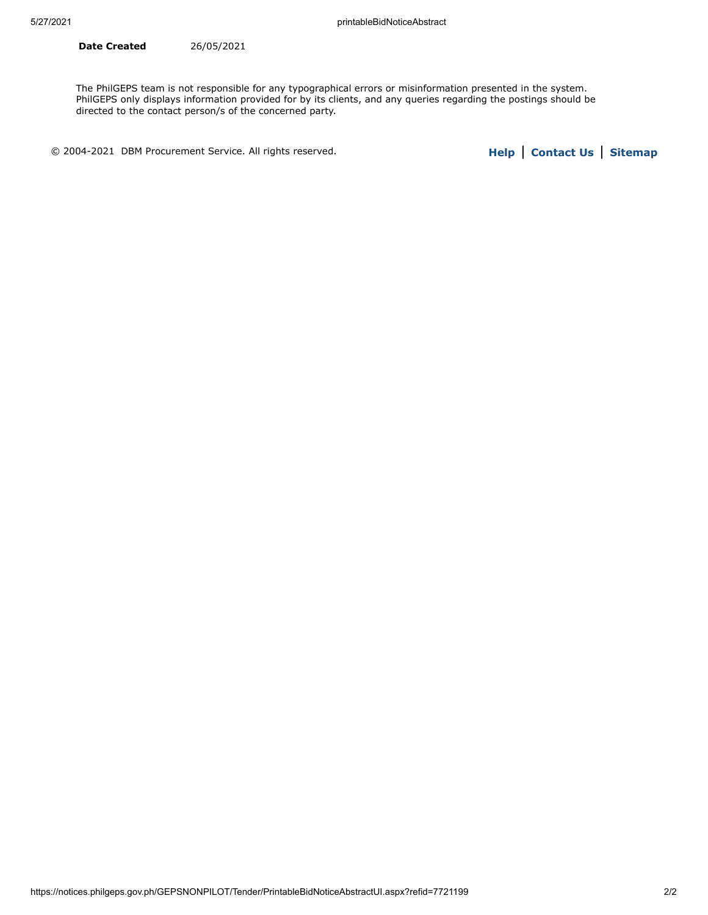| | |
|---|---|
| **Date Created** | 26/05/2021 |

The PhilGEPS team is not responsible for any typographical errors or misinformation presented in the system. PhilGEPS only displays information provided for by its clients, and any queries regarding the postings should be directed to the contact person/s of the concerned party.

© 2004-2021 DBM Procurement Service. All rights reserved.

**Help** | **Contact Us** | **Sitemap**